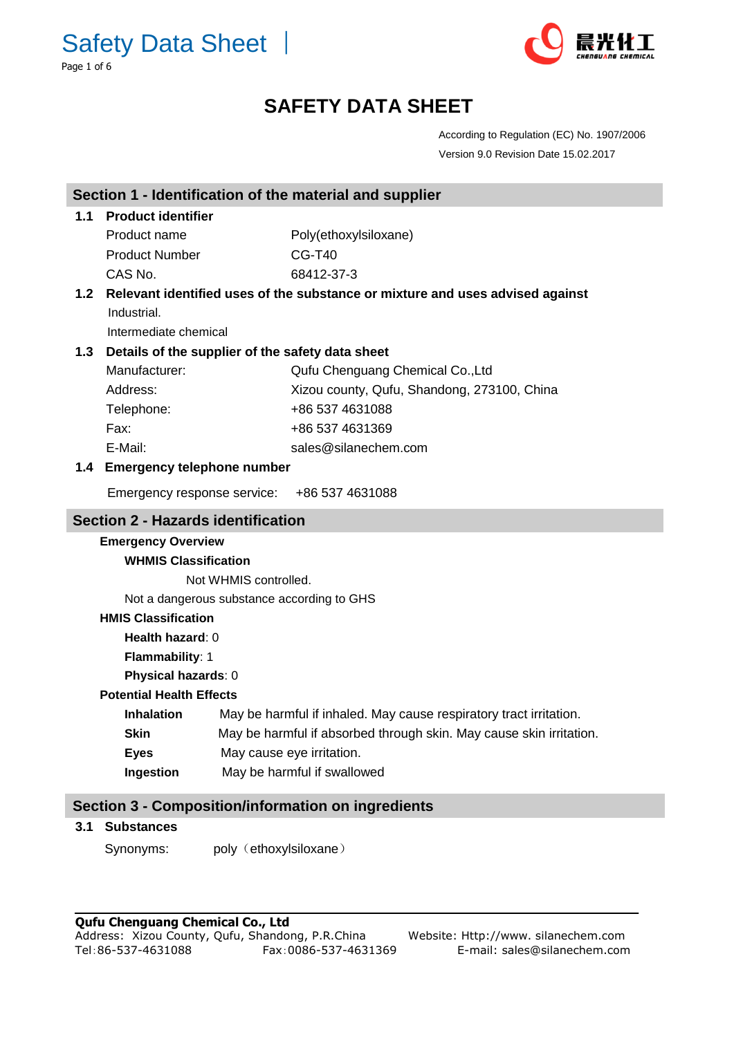# SAFETY DATA SHEET

According to Regulation (EC) No. 1907/2006

Version 9.0 Revision Date 15.02.2017

## Section 1 - Identification of the material and supplier

### 1.1 Product identifier

| | |
|---|---|
| Product name | Poly(ethoxylsiloxane) |
| Product Number | CG-T40 |
| CAS No. | 68412-37-3 |

### 1.2 Relevant identified uses of the substance or mixture and uses advised against

Industrial.

Intermediate chemical

### 1.3 Details of the supplier of the safety data sheet

| | |
|---|---|
| Manufacturer: | Qufu Chenguang Chemical Co.,Ltd |
| Address: | Xizou county, Qufu, Shandong, 273100, China |
| Telephone: | +86 537 4631088 |
| Fax: | +86 537 4631369 |
| E-Mail: | sales@silanechem.com |

### 1.4 Emergency telephone number

Emergency response service: +86 537 4631088

## Section 2 - Hazards identification

**Emergency Overview**

**WHMIS Classification**

Not WHMIS controlled.

Not a dangerous substance according to GHS

**HMIS Classification**

**Health hazard**: 0

**Flammability**: 1

**Physical hazards**: 0

**Potential Health Effects**

| | |
|---|---|
| **Inhalation** | May be harmful if inhaled. May cause respiratory tract irritation. |
| **Skin** | May be harmful if absorbed through skin. May cause skin irritation. |
| **Eyes** | May cause eye irritation. |
| **Ingestion** | May be harmful if swallowed |

## Section 3 - Composition/information on ingredients

### 3.1 Substances

Synonyms: poly（ethoxylsiloxane）

**Qufu Chenguang Chemical Co., Ltd**

Address: Xizou County, Qufu, Shandong, P.R.China Website: Http://www. silanechem.com

Tel:86-537-4631088 Fax:0086-537-4631369 E-mail: sales@silanechem.com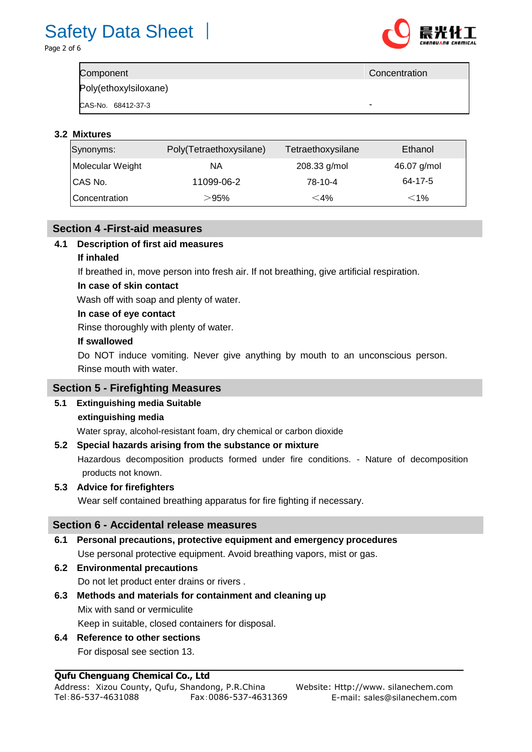| Component | Concentration |
| --- | --- |
| Poly(ethoxylsiloxane) | |
| CAS-No. 68412-37-3 | - |

### 3.2 Mixtures

| Synonyms: | Poly(Tetraethoxysilane) | Tetraethoxysilane | Ethanol |
| --- | --- | --- | --- |
| Molecular Weight | NA | 208.33 g/mol | 46.07 g/mol |
| CAS No. | 11099-06-2 | 78-10-4 | 64-17-5 |
| Concentration | ＞95% | ＜4% | ＜1% |

## Section 4 -First-aid measures

### 4.1 Description of first aid measures

**If inhaled**

If breathed in, move person into fresh air. If not breathing, give artificial respiration.

**In case of skin contact**

Wash off with soap and plenty of water.

**In case of eye contact**

Rinse thoroughly with plenty of water.

**If swallowed**

Do NOT induce vomiting. Never give anything by mouth to an unconscious person. Rinse mouth with water.

## Section 5 - Firefighting Measures

### 5.1 Extinguishing media Suitable extinguishing media

Water spray, alcohol-resistant foam, dry chemical or carbon dioxide

### 5.2 Special hazards arising from the substance or mixture

Hazardous decomposition products formed under fire conditions. - Nature of decomposition products not known.

### 5.3 Advice for firefighters

Wear self contained breathing apparatus for fire fighting if necessary.

## Section 6 - Accidental release measures

### 6.1 Personal precautions, protective equipment and emergency procedures

Use personal protective equipment. Avoid breathing vapors, mist or gas.

### 6.2 Environmental precautions

Do not let product enter drains or rivers .

### 6.3 Methods and materials for containment and cleaning up

Mix with sand or vermiculite

Keep in suitable, closed containers for disposal.

### 6.4 Reference to other sections

For disposal see section 13.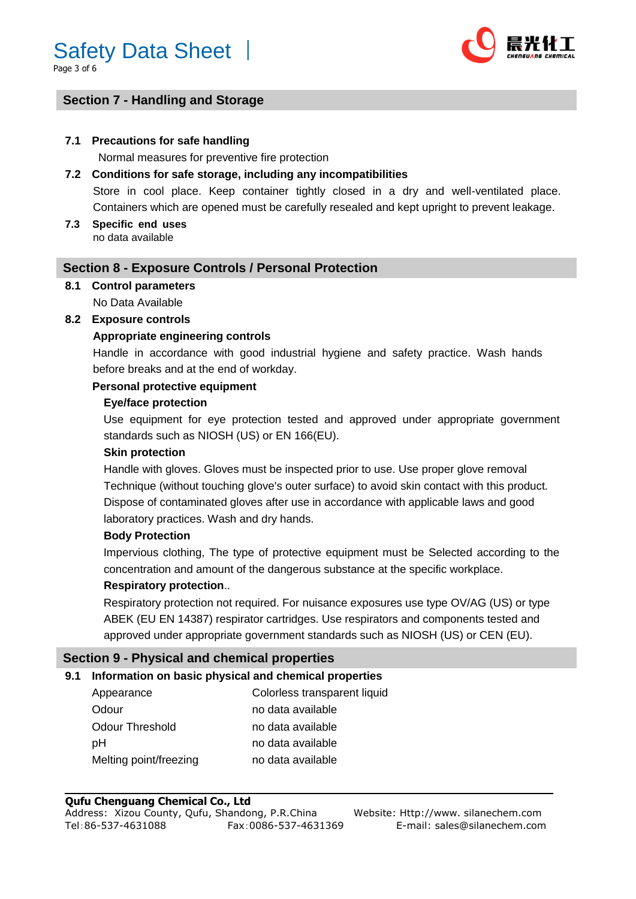## Section 7 - Handling and Storage

**7.1 Precautions for safe handling**

Normal measures for preventive fire protection

**7.2 Conditions for safe storage, including any incompatibilities**

Store in cool place. Keep container tightly closed in a dry and well-ventilated place. Containers which are opened must be carefully resealed and kept upright to prevent leakage.

**7.3 Specific end uses**

no data available

## Section 8 - Exposure Controls / Personal Protection

**8.1 Control parameters**

No Data Available

**8.2 Exposure controls**

**Appropriate engineering controls**

Handle in accordance with good industrial hygiene and safety practice. Wash hands before breaks and at the end of workday.

**Personal protective equipment**

**Eye/face protection**

Use equipment for eye protection tested and approved under appropriate government standards such as NIOSH (US) or EN 166(EU).

**Skin protection**

Handle with gloves. Gloves must be inspected prior to use. Use proper glove removal Technique (without touching glove's outer surface) to avoid skin contact with this product. Dispose of contaminated gloves after use in accordance with applicable laws and good laboratory practices. Wash and dry hands.

**Body Protection**

Impervious clothing, The type of protective equipment must be Selected according to the concentration and amount of the dangerous substance at the specific workplace.

**Respiratory protection**..

Respiratory protection not required. For nuisance exposures use type OV/AG (US) or type ABEK (EU EN 14387) respirator cartridges. Use respirators and components tested and approved under appropriate government standards such as NIOSH (US) or CEN (EU).

## Section 9 - Physical and chemical properties

**9.1 Information on basic physical and chemical properties**

| | |
|---|---|
| Appearance | Colorless transparent liquid |
| Odour | no data available |
| Odour Threshold | no data available |
| pH | no data available |
| Melting point/freezing | no data available |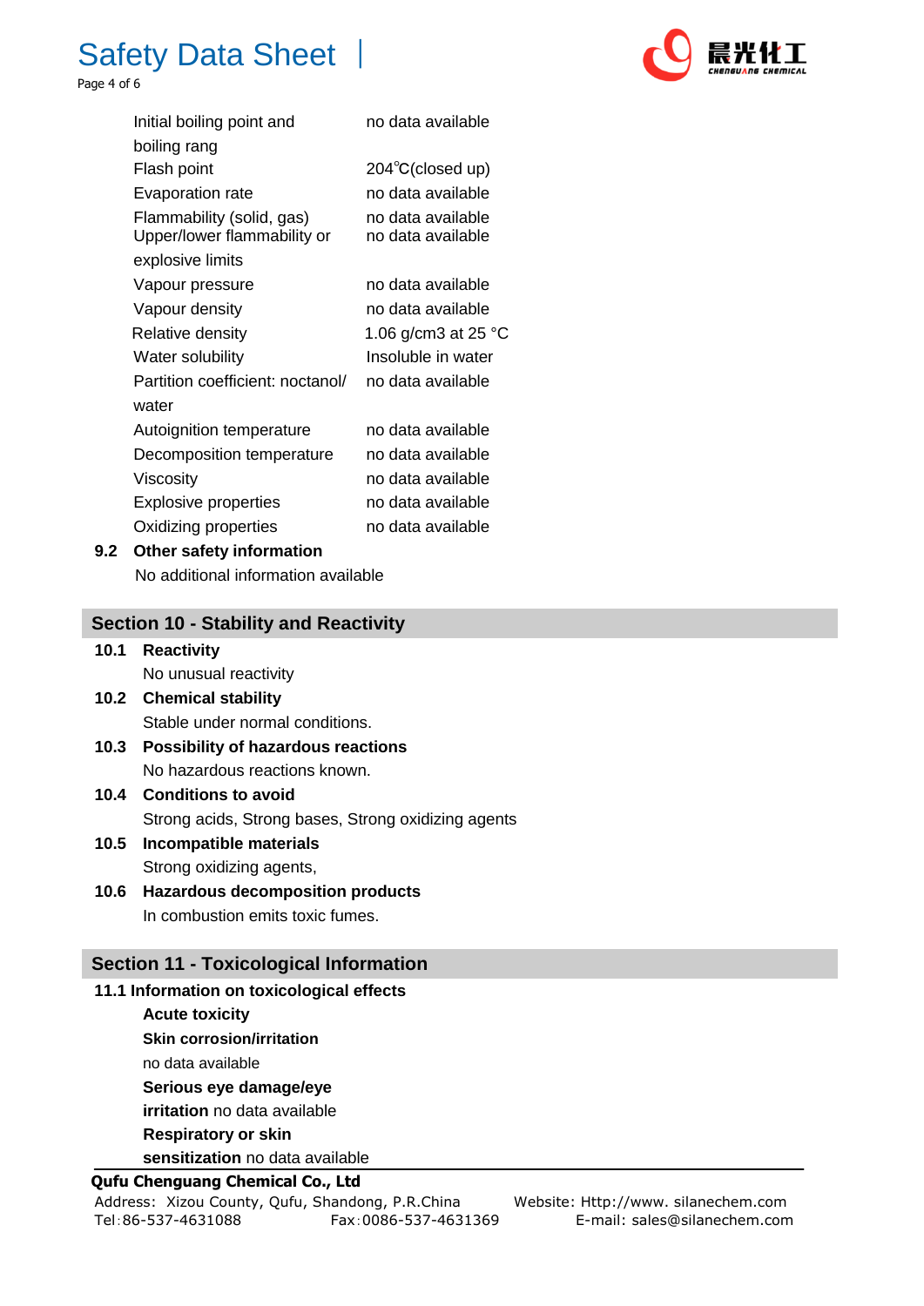| Property | Value |
|---|---|
| Initial boiling point and boiling rang | no data available |
| Flash point | 204℃(closed up) |
| Evaporation rate | no data available |
| Flammability (solid, gas) | no data available |
| Upper/lower flammability or explosive limits | no data available |
| Vapour pressure | no data available |
| Vapour density | no data available |
| Relative density | 1.06 g/cm3 at 25 °C |
| Water solubility | Insoluble in water |
| Partition coefficient: noctanol/ water | no data available |
| Autoignition temperature | no data available |
| Decomposition temperature | no data available |
| Viscosity | no data available |
| Explosive properties | no data available |
| Oxidizing properties | no data available |

**9.2 Other safety information**

No additional information available

## Section 10 - Stability and Reactivity

**10.1 Reactivity**

No unusual reactivity

**10.2 Chemical stability**

Stable under normal conditions.

**10.3 Possibility of hazardous reactions**

No hazardous reactions known.

**10.4 Conditions to avoid**

Strong acids, Strong bases, Strong oxidizing agents

**10.5 Incompatible materials**

Strong oxidizing agents,

**10.6 Hazardous decomposition products**

In combustion emits toxic fumes.

## Section 11 - Toxicological Information

**11.1 Information on toxicological effects**

**Acute toxicity**

**Skin corrosion/irritation**

no data available

**Serious eye damage/eye irritation** no data available

**Respiratory or skin sensitization** no data available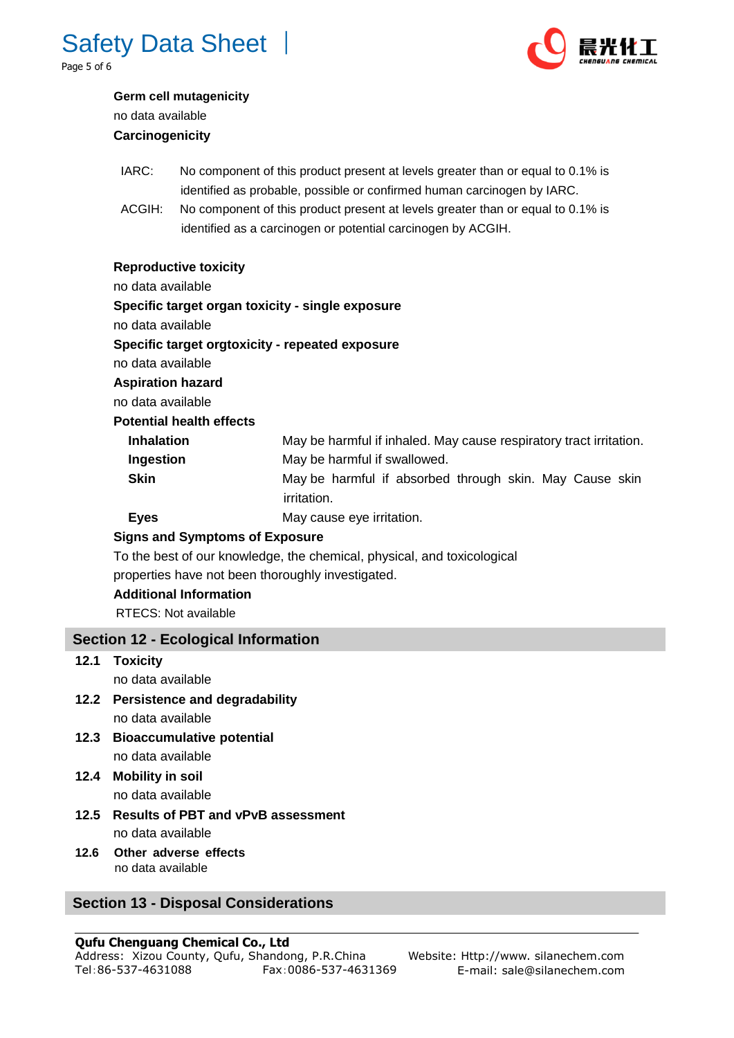**Germ cell mutagenicity**

no data available

**Carcinogenicity**

IARC: No component of this product present at levels greater than or equal to 0.1% is identified as probable, possible or confirmed human carcinogen by IARC.

ACGIH: No component of this product present at levels greater than or equal to 0.1% is identified as a carcinogen or potential carcinogen by ACGIH.

**Reproductive toxicity**

no data available

**Specific target organ toxicity - single exposure**

no data available

**Specific target orgtoxicity - repeated exposure**

no data available

**Aspiration hazard**

no data available

**Potential health effects**

| | |
|---|---|
| **Inhalation** | May be harmful if inhaled. May cause respiratory tract irritation. |
| **Ingestion** | May be harmful if swallowed. |
| **Skin** | May be harmful if absorbed through skin. May Cause skin irritation. |
| **Eyes** | May cause eye irritation. |

**Signs and Symptoms of Exposure**

To the best of our knowledge, the chemical, physical, and toxicological properties have not been thoroughly investigated.

**Additional Information**

RTECS: Not available

## Section 12 - Ecological Information

**12.1 Toxicity**

no data available

**12.2 Persistence and degradability**

no data available

**12.3 Bioaccumulative potential**

no data available

**12.4 Mobility in soil**

no data available

**12.5 Results of PBT and vPvB assessment**

no data available

**12.6 Other adverse effects**

no data available

## Section 13 - Disposal Considerations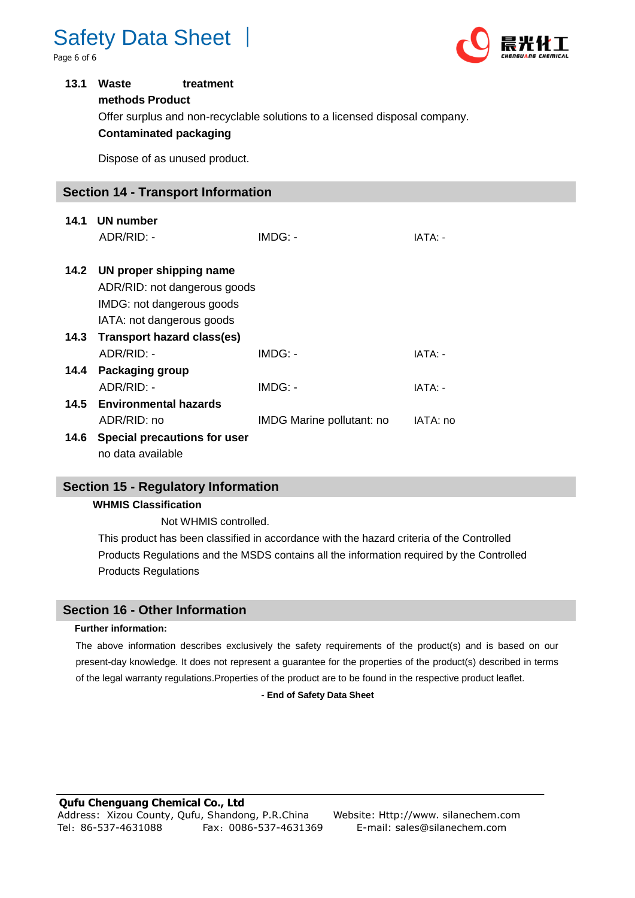**13.1 Waste treatment methods Product**

Offer surplus and non-recyclable solutions to a licensed disposal company.

**Contaminated packaging**

Dispose of as unused product.

## Section 14 - Transport Information

**14.1 UN number**

| | | |
|---|---|---|
| ADR/RID: - | IMDG: - | IATA: - |

**14.2 UN proper shipping name**

ADR/RID: not dangerous goods
IMDG: not dangerous goods
IATA: not dangerous goods

**14.3 Transport hazard class(es)**

| | | |
|---|---|---|
| ADR/RID: - | IMDG: - | IATA: - |

**14.4 Packaging group**

| | | |
|---|---|---|
| ADR/RID: - | IMDG: - | IATA: - |

**14.5 Environmental hazards**

| | | |
|---|---|---|
| ADR/RID: no | IMDG Marine pollutant: no | IATA: no |

**14.6 Special precautions for user**

no data available

## Section 15 - Regulatory Information

**WHMIS Classification**

Not WHMIS controlled.

This product has been classified in accordance with the hazard criteria of the Controlled Products Regulations and the MSDS contains all the information required by the Controlled Products Regulations

## Section 16 - Other Information

**Further information:**

The above information describes exclusively the safety requirements of the product(s) and is based on our present-day knowledge. It does not represent a guarantee for the properties of the product(s) described in terms of the legal warranty regulations.Properties of the product are to be found in the respective product leaflet.

**- End of Safety Data Sheet**

**Qufu Chenguang Chemical Co., Ltd**

Address: Xizou County, Qufu, Shandong, P.R.China Website: Http://www. silanechem.com

Tel: 86-537-4631088 Fax: 0086-537-4631369 E-mail: sales@silanechem.com